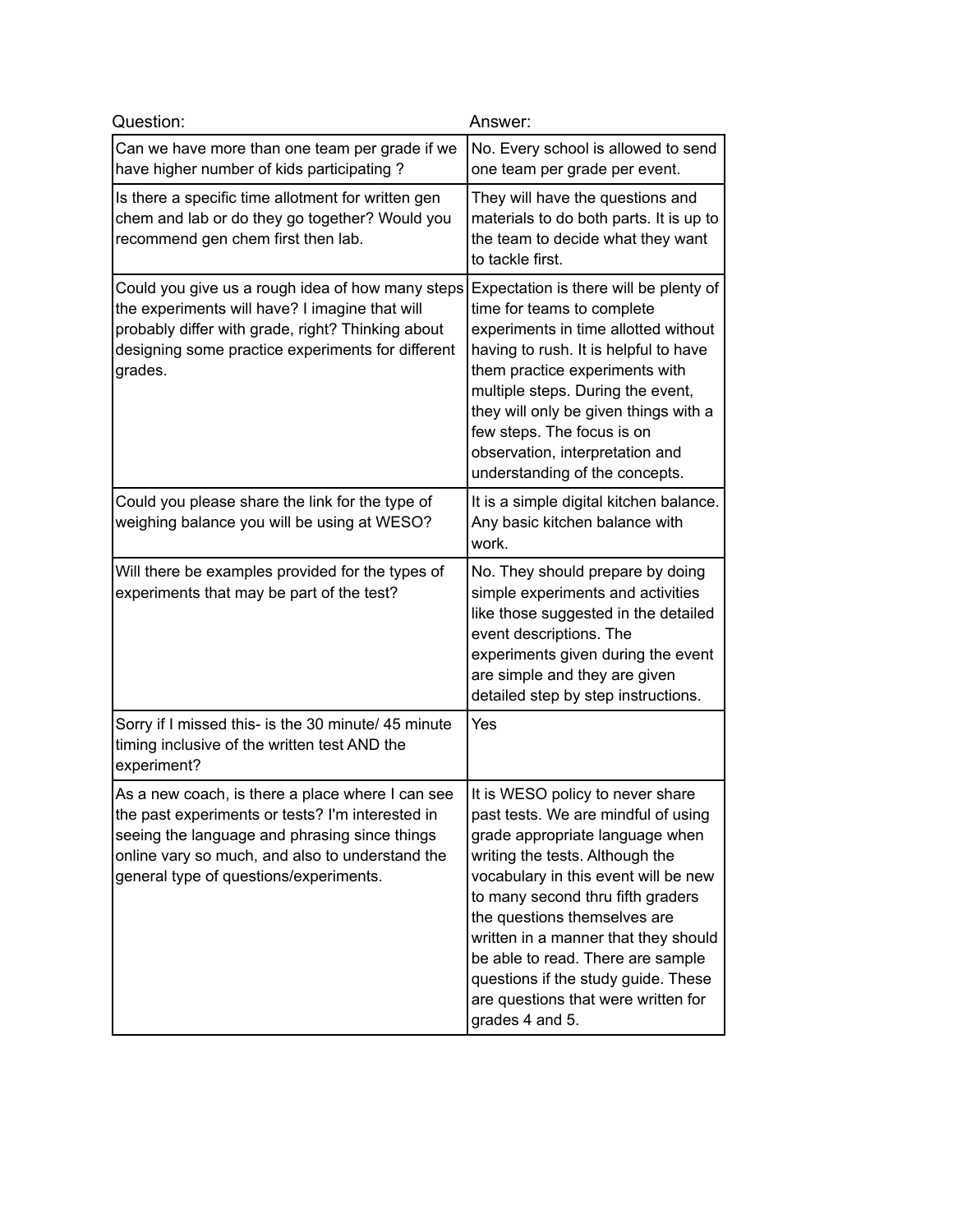| Question: | Answer: |
| --- | --- |
| Can we have more than one team per grade if we have higher number of kids participating ? | No. Every school is allowed to send one team per grade per event. |
| Is there a specific time allotment for written gen chem and lab or do they go together? Would you recommend gen chem first then lab. | They will have the questions and materials to do both parts. It is up to the team to decide what they want to tackle first. |
| Could you give us a rough idea of how many steps the experiments will have? I imagine that will probably differ with grade, right? Thinking about designing some practice experiments for different grades. | Expectation is there will be plenty of time for teams to complete experiments in time allotted without having to rush. It is helpful to have them practice experiments with multiple steps. During the event, they will only be given things with a few steps. The focus is on observation, interpretation and understanding of the concepts. |
| Could you please share the link for the type of weighing balance you will be using at WESO? | It is a simple digital kitchen balance. Any basic kitchen balance with work. |
| Will there be examples provided for the types of experiments that may be part of the test? | No. They should prepare by doing simple experiments and activities like those suggested in the detailed event descriptions. The experiments given during the event are simple and they are given detailed step by step instructions. |
| Sorry if I missed this- is the 30 minute/ 45 minute timing inclusive of the written test AND the experiment? | Yes |
| As a new coach, is there a place where I can see the past experiments or tests? I'm interested in seeing the language and phrasing since things online vary so much, and also to understand the general type of questions/experiments. | It is WESO policy to never share past tests. We are mindful of using grade appropriate language when writing the tests. Although the vocabulary in this event will be new to many second thru fifth graders the questions themselves are written in a manner that they should be able to read. There are sample questions if the study guide. These are questions that were written for grades 4 and 5. |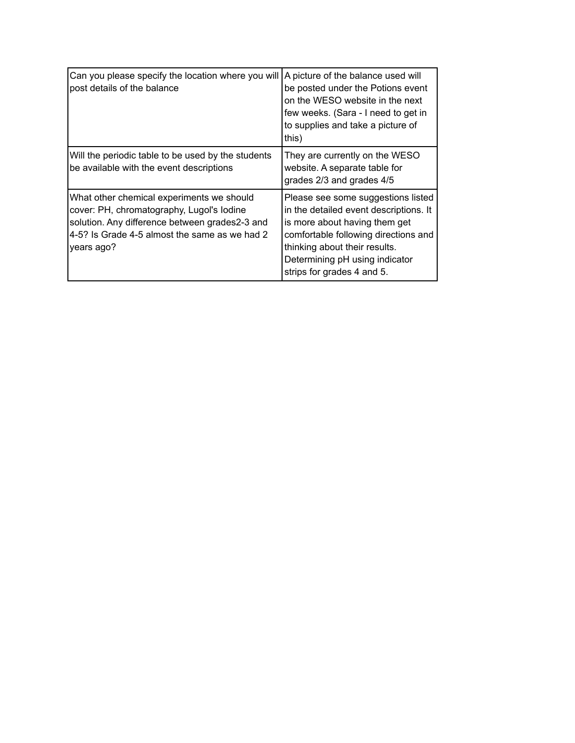| | |
|---|---|
| Can you please specify the location where you will post details of the balance | A picture of the balance used will be posted under the Potions event on the WESO website in the next few weeks. (Sara - I need to get in to supplies and take a picture of this) |
| Will the periodic table to be used by the students be available with the event descriptions | They are currently on the WESO website. A separate table for grades 2/3 and grades 4/5 |
| What other chemical experiments we should cover: PH, chromatography, Lugol's Iodine solution. Any difference between grades2-3 and 4-5? Is Grade 4-5 almost the same as we had 2 years ago? | Please see some suggestions listed in the detailed event descriptions. It is more about having them get comfortable following directions and thinking about their results. Determining pH using indicator strips for grades 4 and 5. |